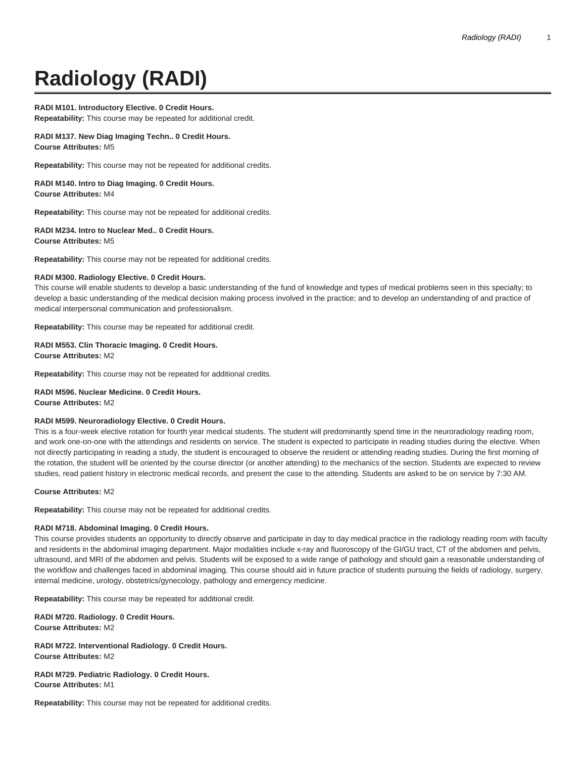# Radiology (RADI)

**RADI M101. Introductory Elective. 0 Credit Hours.**
**Repeatability:** This course may be repeated for additional credit.

**RADI M137. New Diag Imaging Techn.. 0 Credit Hours.**
**Course Attributes:** M5

**Repeatability:** This course may not be repeated for additional credits.

**RADI M140. Intro to Diag Imaging. 0 Credit Hours.**
**Course Attributes:** M4

**Repeatability:** This course may not be repeated for additional credits.

**RADI M234. Intro to Nuclear Med.. 0 Credit Hours.**
**Course Attributes:** M5

**Repeatability:** This course may not be repeated for additional credits.

**RADI M300. Radiology Elective. 0 Credit Hours.**
This course will enable students to develop a basic understanding of the fund of knowledge and types of medical problems seen in this specialty; to develop a basic understanding of the medical decision making process involved in the practice; and to develop an understanding of and practice of medical interpersonal communication and professionalism.

**Repeatability:** This course may be repeated for additional credit.

**RADI M553. Clin Thoracic Imaging. 0 Credit Hours.**
**Course Attributes:** M2

**Repeatability:** This course may not be repeated for additional credits.

**RADI M596. Nuclear Medicine. 0 Credit Hours.**
**Course Attributes:** M2

**RADI M599. Neuroradiology Elective. 0 Credit Hours.**
This is a four-week elective rotation for fourth year medical students. The student will predominantly spend time in the neuroradiology reading room, and work one-on-one with the attendings and residents on service. The student is expected to participate in reading studies during the elective. When not directly participating in reading a study, the student is encouraged to observe the resident or attending reading studies. During the first morning of the rotation, the student will be oriented by the course director (or another attending) to the mechanics of the section. Students are expected to review studies, read patient history in electronic medical records, and present the case to the attending. Students are asked to be on service by 7:30 AM.

**Course Attributes:** M2

**Repeatability:** This course may not be repeated for additional credits.

**RADI M718. Abdominal Imaging. 0 Credit Hours.**
This course provides students an opportunity to directly observe and participate in day to day medical practice in the radiology reading room with faculty and residents in the abdominal imaging department. Major modalities include x-ray and fluoroscopy of the GI/GU tract, CT of the abdomen and pelvis, ultrasound, and MRI of the abdomen and pelvis. Students will be exposed to a wide range of pathology and should gain a reasonable understanding of the workflow and challenges faced in abdominal imaging. This course should aid in future practice of students pursuing the fields of radiology, surgery, internal medicine, urology, obstetrics/gynecology, pathology and emergency medicine.

**Repeatability:** This course may be repeated for additional credit.

**RADI M720. Radiology. 0 Credit Hours.**
**Course Attributes:** M2

**RADI M722. Interventional Radiology. 0 Credit Hours.**
**Course Attributes:** M2

**RADI M729. Pediatric Radiology. 0 Credit Hours.**
**Course Attributes:** M1

**Repeatability:** This course may not be repeated for additional credits.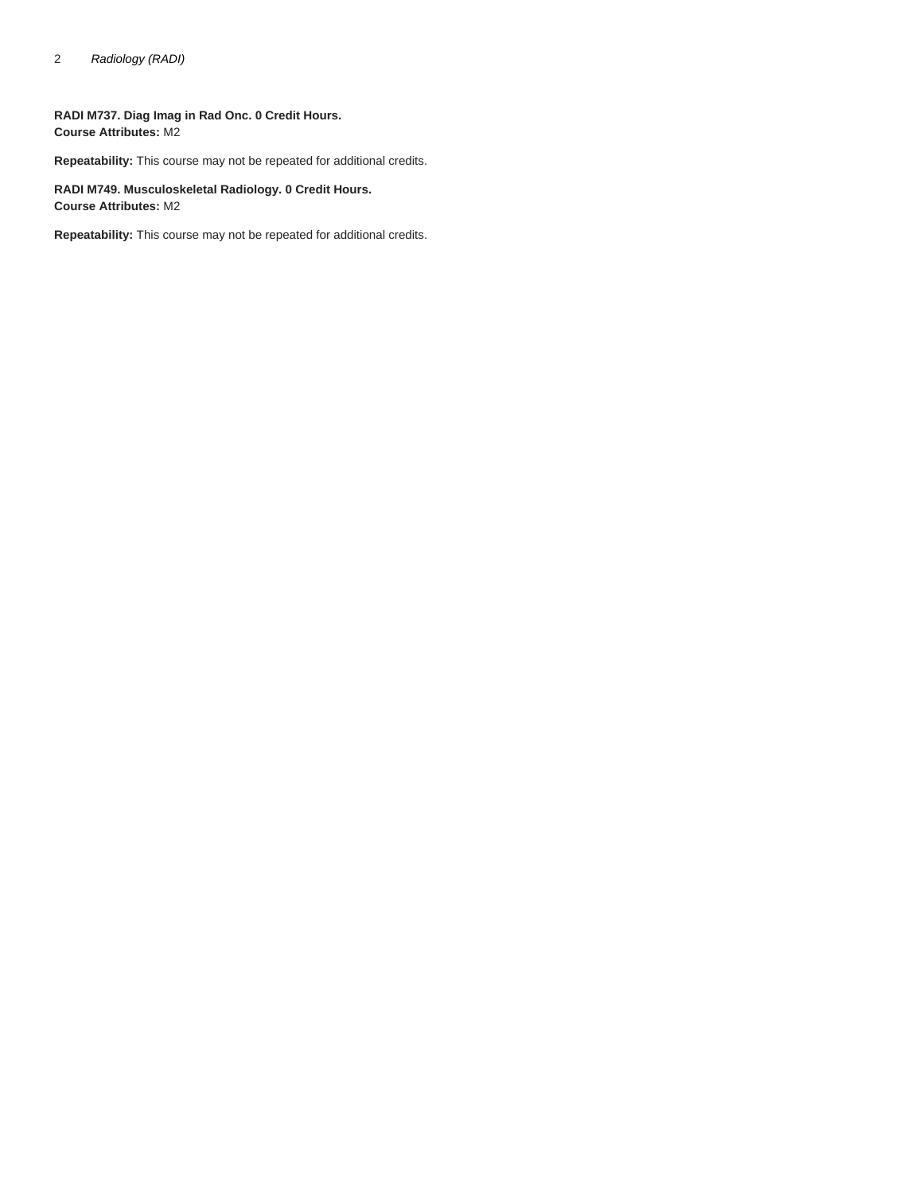**RADI M737. Diag Imag in Rad Onc. 0 Credit Hours.**
**Course Attributes:** M2

**Repeatability:** This course may not be repeated for additional credits.

**RADI M749. Musculoskeletal Radiology. 0 Credit Hours.**
**Course Attributes:** M2

**Repeatability:** This course may not be repeated for additional credits.